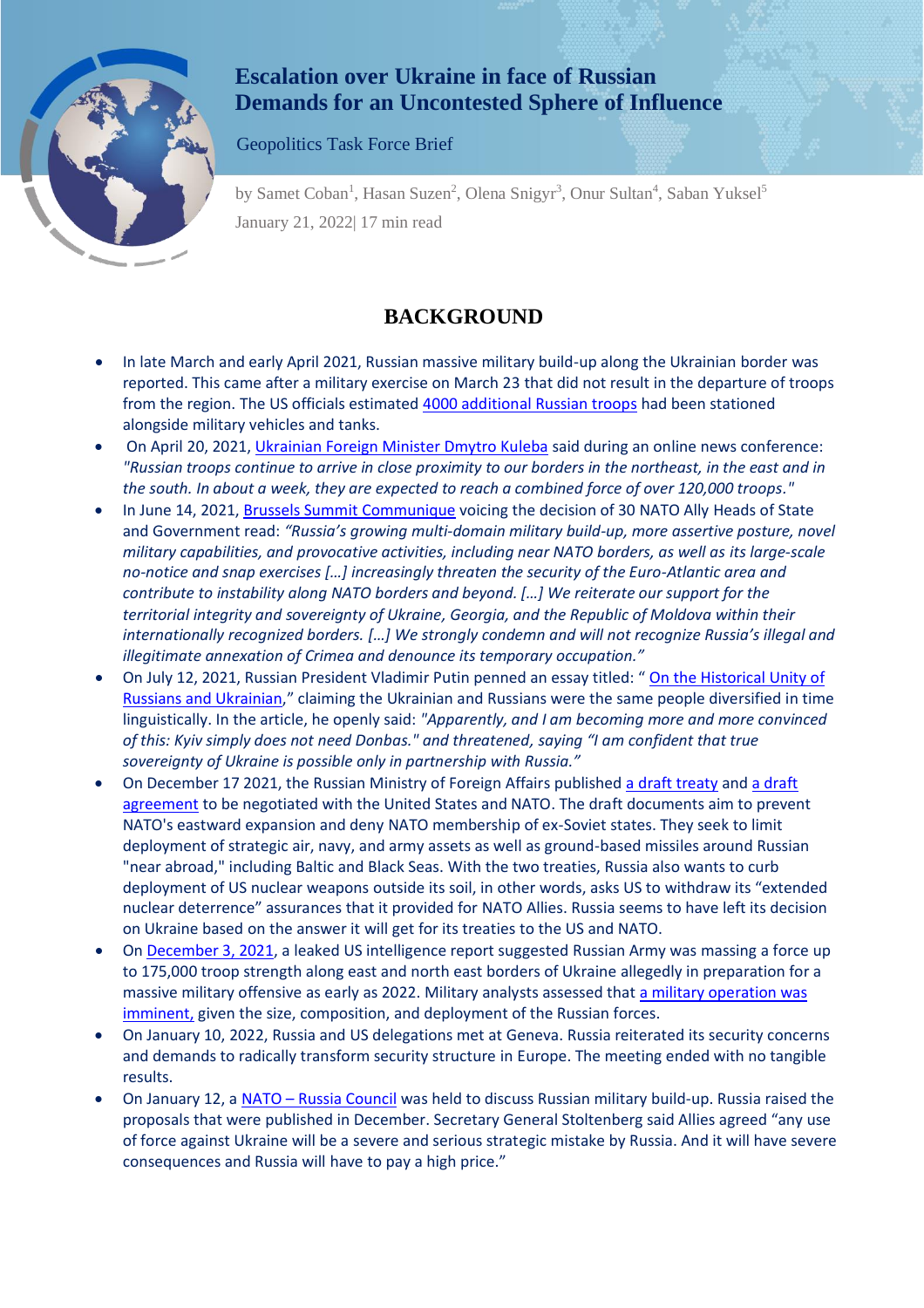# Escalation over Ukraine in face of Russian Demands for an Uncontested Sphere of Influence

Geopolitics Task Force Brief

by Samet Coban[1], Hasan Suzen[2], Olena Snigyr[3], Onur Sultan[4], Saban Yuksel[5]

January 21, 2022| 17 min read

## BACKGROUND

- In late March and early April 2021, Russian massive military build-up along the Ukrainian border was reported. This came after a military exercise on March 23 that did not result in the departure of troops from the region. The US officials estimated 4000 additional Russian troops had been stationed alongside military vehicles and tanks.
- On April 20, 2021, Ukrainian Foreign Minister Dmytro Kuleba said during an online news conference: *"Russian troops continue to arrive in close proximity to our borders in the northeast, in the east and in the south. In about a week, they are expected to reach a combined force of over 120,000 troops."*
- In June 14, 2021, Brussels Summit Communique voicing the decision of 30 NATO Ally Heads of State and Government read: *"Russia's growing multi-domain military build-up, more assertive posture, novel military capabilities, and provocative activities, including near NATO borders, as well as its large-scale no-notice and snap exercises […] increasingly threaten the security of the Euro-Atlantic area and contribute to instability along NATO borders and beyond. […] We reiterate our support for the territorial integrity and sovereignty of Ukraine, Georgia, and the Republic of Moldova within their internationally recognized borders. […] We strongly condemn and will not recognize Russia's illegal and illegitimate annexation of Crimea and denounce its temporary occupation."*
- On July 12, 2021, Russian President Vladimir Putin penned an essay titled: " On the Historical Unity of Russians and Ukrainian," claiming the Ukrainian and Russians were the same people diversified in time linguistically. In the article, he openly said: *"Apparently, and I am becoming more and more convinced of this: Kyiv simply does not need Donbas."* and threatened, saying *"I am confident that true sovereignty of Ukraine is possible only in partnership with Russia."*
- On December 17 2021, the Russian Ministry of Foreign Affairs published a draft treaty and a draft agreement to be negotiated with the United States and NATO. The draft documents aim to prevent NATO's eastward expansion and deny NATO membership of ex-Soviet states. They seek to limit deployment of strategic air, navy, and army assets as well as ground-based missiles around Russian "near abroad," including Baltic and Black Seas. With the two treaties, Russia also wants to curb deployment of US nuclear weapons outside its soil, in other words, asks US to withdraw its "extended nuclear deterrence" assurances that it provided for NATO Allies. Russia seems to have left its decision on Ukraine based on the answer it will get for its treaties to the US and NATO.
- On December 3, 2021, a leaked US intelligence report suggested Russian Army was massing a force up to 175,000 troop strength along east and north east borders of Ukraine allegedly in preparation for a massive military offensive as early as 2022. Military analysts assessed that a military operation was imminent, given the size, composition, and deployment of the Russian forces.
- On January 10, 2022, Russia and US delegations met at Geneva. Russia reiterated its security concerns and demands to radically transform security structure in Europe. The meeting ended with no tangible results.
- On January 12, a NATO – Russia Council was held to discuss Russian military build-up. Russia raised the proposals that were published in December. Secretary General Stoltenberg said Allies agreed "any use of force against Ukraine will be a severe and serious strategic mistake by Russia. And it will have severe consequences and Russia will have to pay a high price."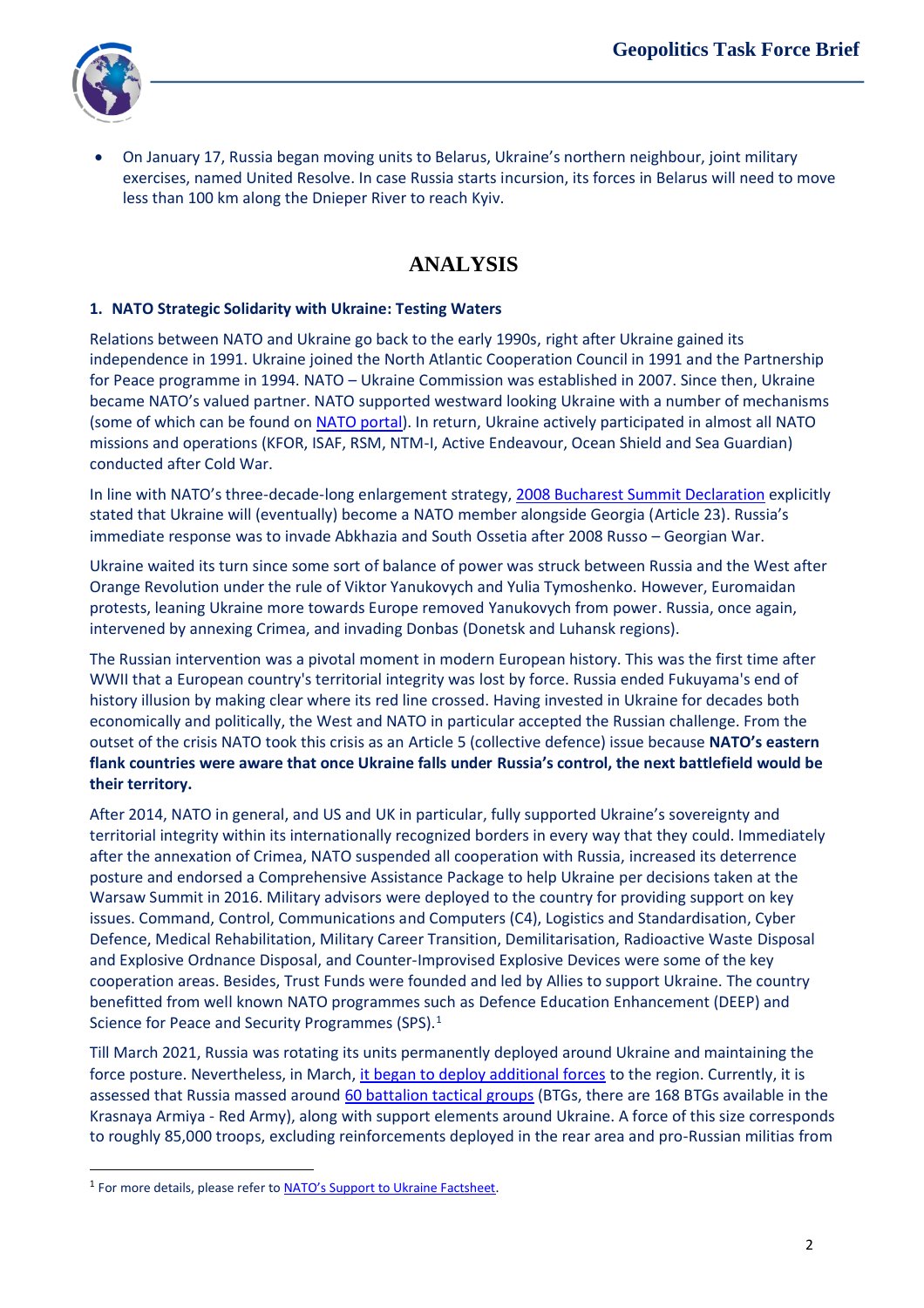- On January 17, Russia began moving units to Belarus, Ukraine's northern neighbour, joint military exercises, named United Resolve. In case Russia starts incursion, its forces in Belarus will need to move less than 100 km along the Dnieper River to reach Kyiv.

# ANALYSIS

### 1. NATO Strategic Solidarity with Ukraine: Testing Waters

Relations between NATO and Ukraine go back to the early 1990s, right after Ukraine gained its independence in 1991. Ukraine joined the North Atlantic Cooperation Council in 1991 and the Partnership for Peace programme in 1994. NATO – Ukraine Commission was established in 2007. Since then, Ukraine became NATO's valued partner. NATO supported westward looking Ukraine with a number of mechanisms (some of which can be found on NATO portal). In return, Ukraine actively participated in almost all NATO missions and operations (KFOR, ISAF, RSM, NTM-I, Active Endeavour, Ocean Shield and Sea Guardian) conducted after Cold War.

In line with NATO's three-decade-long enlargement strategy, 2008 Bucharest Summit Declaration explicitly stated that Ukraine will (eventually) become a NATO member alongside Georgia (Article 23). Russia's immediate response was to invade Abkhazia and South Ossetia after 2008 Russo – Georgian War.

Ukraine waited its turn since some sort of balance of power was struck between Russia and the West after Orange Revolution under the rule of Viktor Yanukovych and Yulia Tymoshenko. However, Euromaidan protests, leaning Ukraine more towards Europe removed Yanukovych from power. Russia, once again, intervened by annexing Crimea, and invading Donbas (Donetsk and Luhansk regions).

The Russian intervention was a pivotal moment in modern European history. This was the first time after WWII that a European country's territorial integrity was lost by force. Russia ended Fukuyama's end of history illusion by making clear where its red line crossed. Having invested in Ukraine for decades both economically and politically, the West and NATO in particular accepted the Russian challenge. From the outset of the crisis NATO took this crisis as an Article 5 (collective defence) issue because **NATO's eastern flank countries were aware that once Ukraine falls under Russia's control, the next battlefield would be their territory.**

After 2014, NATO in general, and US and UK in particular, fully supported Ukraine's sovereignty and territorial integrity within its internationally recognized borders in every way that they could. Immediately after the annexation of Crimea, NATO suspended all cooperation with Russia, increased its deterrence posture and endorsed a Comprehensive Assistance Package to help Ukraine per decisions taken at the Warsaw Summit in 2016. Military advisors were deployed to the country for providing support on key issues. Command, Control, Communications and Computers (C4), Logistics and Standardisation, Cyber Defence, Medical Rehabilitation, Military Career Transition, Demilitarisation, Radioactive Waste Disposal and Explosive Ordnance Disposal, and Counter-Improvised Explosive Devices were some of the key cooperation areas. Besides, Trust Funds were founded and led by Allies to support Ukraine. The country benefitted from well known NATO programmes such as Defence Education Enhancement (DEEP) and Science for Peace and Security Programmes (SPS).[1]

Till March 2021, Russia was rotating its units permanently deployed around Ukraine and maintaining the force posture. Nevertheless, in March, it began to deploy additional forces to the region. Currently, it is assessed that Russia massed around 60 battalion tactical groups (BTGs, there are 168 BTGs available in the Krasnaya Armiya - Red Army), along with support elements around Ukraine. A force of this size corresponds to roughly 85,000 troops, excluding reinforcements deployed in the rear area and pro-Russian militias from

---

[1] For more details, please refer to NATO's Support to Ukraine Factsheet.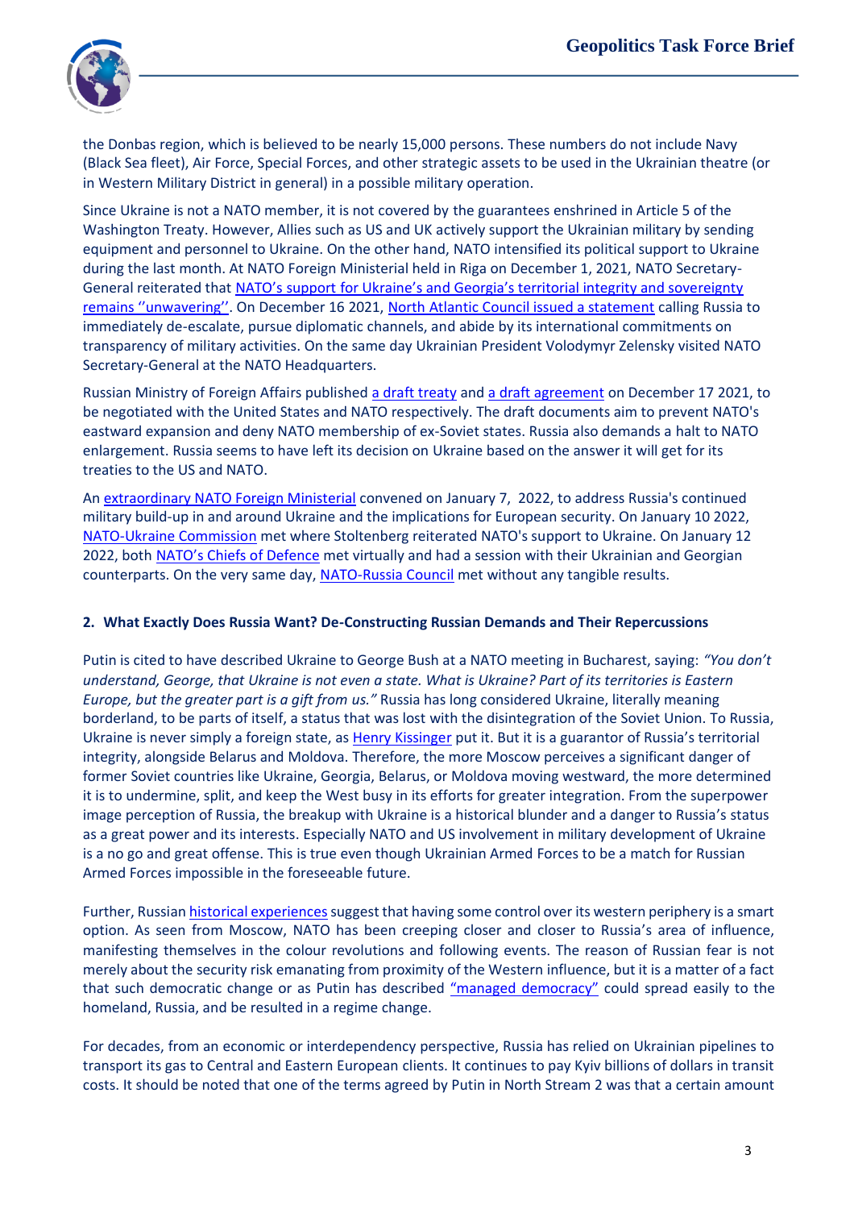the Donbas region, which is believed to be nearly 15,000 persons. These numbers do not include Navy (Black Sea fleet), Air Force, Special Forces, and other strategic assets to be used in the Ukrainian theatre (or in Western Military District in general) in a possible military operation.

Since Ukraine is not a NATO member, it is not covered by the guarantees enshrined in Article 5 of the Washington Treaty. However, Allies such as US and UK actively support the Ukrainian military by sending equipment and personnel to Ukraine. On the other hand, NATO intensified its political support to Ukraine during the last month. At NATO Foreign Ministerial held in Riga on December 1, 2021, NATO Secretary-General reiterated that NATO's support for Ukraine's and Georgia's territorial integrity and sovereignty remains ''unwavering''. On December 16 2021, North Atlantic Council issued a statement calling Russia to immediately de-escalate, pursue diplomatic channels, and abide by its international commitments on transparency of military activities. On the same day Ukrainian President Volodymyr Zelensky visited NATO Secretary-General at the NATO Headquarters.

Russian Ministry of Foreign Affairs published a draft treaty and a draft agreement on December 17 2021, to be negotiated with the United States and NATO respectively. The draft documents aim to prevent NATO's eastward expansion and deny NATO membership of ex-Soviet states. Russia also demands a halt to NATO enlargement. Russia seems to have left its decision on Ukraine based on the answer it will get for its treaties to the US and NATO.

An extraordinary NATO Foreign Ministerial convened on January 7, 2022, to address Russia's continued military build-up in and around Ukraine and the implications for European security. On January 10 2022, NATO-Ukraine Commission met where Stoltenberg reiterated NATO's support to Ukraine. On January 12 2022, both NATO's Chiefs of Defence met virtually and had a session with their Ukrainian and Georgian counterparts. On the very same day, NATO-Russia Council met without any tangible results.

## 2. What Exactly Does Russia Want? De-Constructing Russian Demands and Their Repercussions

Putin is cited to have described Ukraine to George Bush at a NATO meeting in Bucharest, saying: *"You don't understand, George, that Ukraine is not even a state. What is Ukraine? Part of its territories is Eastern Europe, but the greater part is a gift from us."* Russia has long considered Ukraine, literally meaning borderland, to be parts of itself, a status that was lost with the disintegration of the Soviet Union. To Russia, Ukraine is never simply a foreign state, as Henry Kissinger put it. But it is a guarantor of Russia's territorial integrity, alongside Belarus and Moldova. Therefore, the more Moscow perceives a significant danger of former Soviet countries like Ukraine, Georgia, Belarus, or Moldova moving westward, the more determined it is to undermine, split, and keep the West busy in its efforts for greater integration. From the superpower image perception of Russia, the breakup with Ukraine is a historical blunder and a danger to Russia's status as a great power and its interests. Especially NATO and US involvement in military development of Ukraine is a no go and great offense. This is true even though Ukrainian Armed Forces to be a match for Russian Armed Forces impossible in the foreseeable future.

Further, Russian historical experiences suggest that having some control over its western periphery is a smart option. As seen from Moscow, NATO has been creeping closer and closer to Russia's area of influence, manifesting themselves in the colour revolutions and following events. The reason of Russian fear is not merely about the security risk emanating from proximity of the Western influence, but it is a matter of a fact that such democratic change or as Putin has described "managed democracy" could spread easily to the homeland, Russia, and be resulted in a regime change.

For decades, from an economic or interdependency perspective, Russia has relied on Ukrainian pipelines to transport its gas to Central and Eastern European clients. It continues to pay Kyiv billions of dollars in transit costs. It should be noted that one of the terms agreed by Putin in North Stream 2 was that a certain amount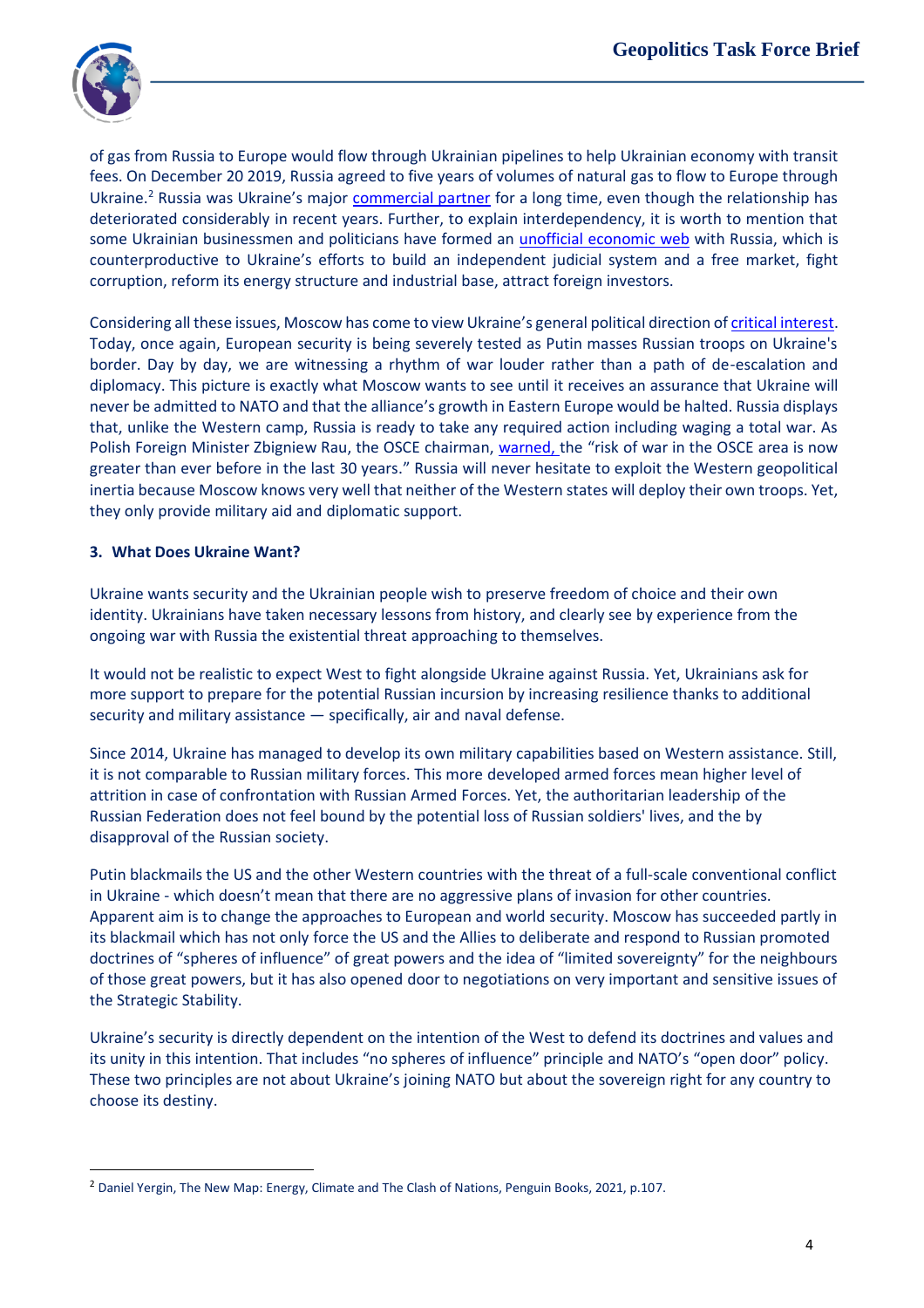of gas from Russia to Europe would flow through Ukrainian pipelines to help Ukrainian economy with transit fees. On December 20 2019, Russia agreed to five years of volumes of natural gas to flow to Europe through Ukraine.[2] Russia was Ukraine's major commercial partner for a long time, even though the relationship has deteriorated considerably in recent years. Further, to explain interdependency, it is worth to mention that some Ukrainian businessmen and politicians have formed an unofficial economic web with Russia, which is counterproductive to Ukraine's efforts to build an independent judicial system and a free market, fight corruption, reform its energy structure and industrial base, attract foreign investors.

Considering all these issues, Moscow has come to view Ukraine's general political direction of critical interest. Today, once again, European security is being severely tested as Putin masses Russian troops on Ukraine's border. Day by day, we are witnessing a rhythm of war louder rather than a path of de-escalation and diplomacy. This picture is exactly what Moscow wants to see until it receives an assurance that Ukraine will never be admitted to NATO and that the alliance's growth in Eastern Europe would be halted. Russia displays that, unlike the Western camp, Russia is ready to take any required action including waging a total war. As Polish Foreign Minister Zbigniew Rau, the OSCE chairman, warned, the "risk of war in the OSCE area is now greater than ever before in the last 30 years." Russia will never hesitate to exploit the Western geopolitical inertia because Moscow knows very well that neither of the Western states will deploy their own troops. Yet, they only provide military aid and diplomatic support.

### 3. What Does Ukraine Want?

Ukraine wants security and the Ukrainian people wish to preserve freedom of choice and their own identity. Ukrainians have taken necessary lessons from history, and clearly see by experience from the ongoing war with Russia the existential threat approaching to themselves.

It would not be realistic to expect West to fight alongside Ukraine against Russia. Yet, Ukrainians ask for more support to prepare for the potential Russian incursion by increasing resilience thanks to additional security and military assistance — specifically, air and naval defense.

Since 2014, Ukraine has managed to develop its own military capabilities based on Western assistance. Still, it is not comparable to Russian military forces. This more developed armed forces mean higher level of attrition in case of confrontation with Russian Armed Forces. Yet, the authoritarian leadership of the Russian Federation does not feel bound by the potential loss of Russian soldiers' lives, and the by disapproval of the Russian society.

Putin blackmails the US and the other Western countries with the threat of a full-scale conventional conflict in Ukraine - which doesn't mean that there are no aggressive plans of invasion for other countries. Apparent aim is to change the approaches to European and world security. Moscow has succeeded partly in its blackmail which has not only force the US and the Allies to deliberate and respond to Russian promoted doctrines of "spheres of influence" of great powers and the idea of "limited sovereignty" for the neighbours of those great powers, but it has also opened door to negotiations on very important and sensitive issues of the Strategic Stability.

Ukraine's security is directly dependent on the intention of the West to defend its doctrines and values and its unity in this intention. That includes "no spheres of influence" principle and NATO's "open door" policy. These two principles are not about Ukraine's joining NATO but about the sovereign right for any country to choose its destiny.

---

[2] Daniel Yergin, The New Map: Energy, Climate and The Clash of Nations, Penguin Books, 2021, p.107.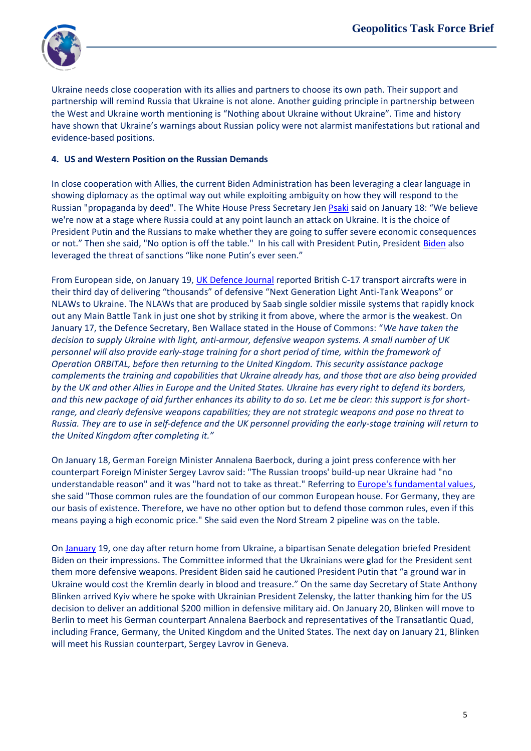Ukraine needs close cooperation with its allies and partners to choose its own path. Their support and partnership will remind Russia that Ukraine is not alone. Another guiding principle in partnership between the West and Ukraine worth mentioning is "Nothing about Ukraine without Ukraine". Time and history have shown that Ukraine's warnings about Russian policy were not alarmist manifestations but rational and evidence-based positions.

#### 4. US and Western Position on the Russian Demands

In close cooperation with Allies, the current Biden Administration has been leveraging a clear language in showing diplomacy as the optimal way out while exploiting ambiguity on how they will respond to the Russian "propaganda by deed". The White House Press Secretary Jen Psaki said on January 18: "We believe we're now at a stage where Russia could at any point launch an attack on Ukraine. It is the choice of President Putin and the Russians to make whether they are going to suffer severe economic consequences or not." Then she said, "No option is off the table." In his call with President Putin, President Biden also leveraged the threat of sanctions "like none Putin's ever seen."

From European side, on January 19, UK Defence Journal reported British C-17 transport aircrafts were in their third day of delivering "thousands" of defensive "Next Generation Light Anti-Tank Weapons" or NLAWs to Ukraine. The NLAWs that are produced by Saab single soldier missile systems that rapidly knock out any Main Battle Tank in just one shot by striking it from above, where the armor is the weakest. On January 17, the Defence Secretary, Ben Wallace stated in the House of Commons: "*We have taken the decision to supply Ukraine with light, anti-armour, defensive weapon systems. A small number of UK personnel will also provide early-stage training for a short period of time, within the framework of Operation ORBITAL, before then returning to the United Kingdom. This security assistance package complements the training and capabilities that Ukraine already has, and those that are also being provided by the UK and other Allies in Europe and the United States. Ukraine has every right to defend its borders, and this new package of aid further enhances its ability to do so. Let me be clear: this support is for short-range, and clearly defensive weapons capabilities; they are not strategic weapons and pose no threat to Russia. They are to use in self-defence and the UK personnel providing the early-stage training will return to the United Kingdom after completing it.*"

On January 18, German Foreign Minister Annalena Baerbock, during a joint press conference with her counterpart Foreign Minister Sergey Lavrov said: "The Russian troops' build-up near Ukraine had "no understandable reason" and it was "hard not to take as threat." Referring to Europe's fundamental values, she said "Those common rules are the foundation of our common European house. For Germany, they are our basis of existence. Therefore, we have no other option but to defend those common rules, even if this means paying a high economic price." She said even the Nord Stream 2 pipeline was on the table.

On January 19, one day after return home from Ukraine, a bipartisan Senate delegation briefed President Biden on their impressions. The Committee informed that the Ukrainians were glad for the President sent them more defensive weapons. President Biden said he cautioned President Putin that "a ground war in Ukraine would cost the Kremlin dearly in blood and treasure." On the same day Secretary of State Anthony Blinken arrived Kyiv where he spoke with Ukrainian President Zelensky, the latter thanking him for the US decision to deliver an additional $200 million in defensive military aid. On January 20, Blinken will move to Berlin to meet his German counterpart Annalena Baerbock and representatives of the Transatlantic Quad, including France, Germany, the United Kingdom and the United States. The next day on January 21, Blinken will meet his Russian counterpart, Sergey Lavrov in Geneva.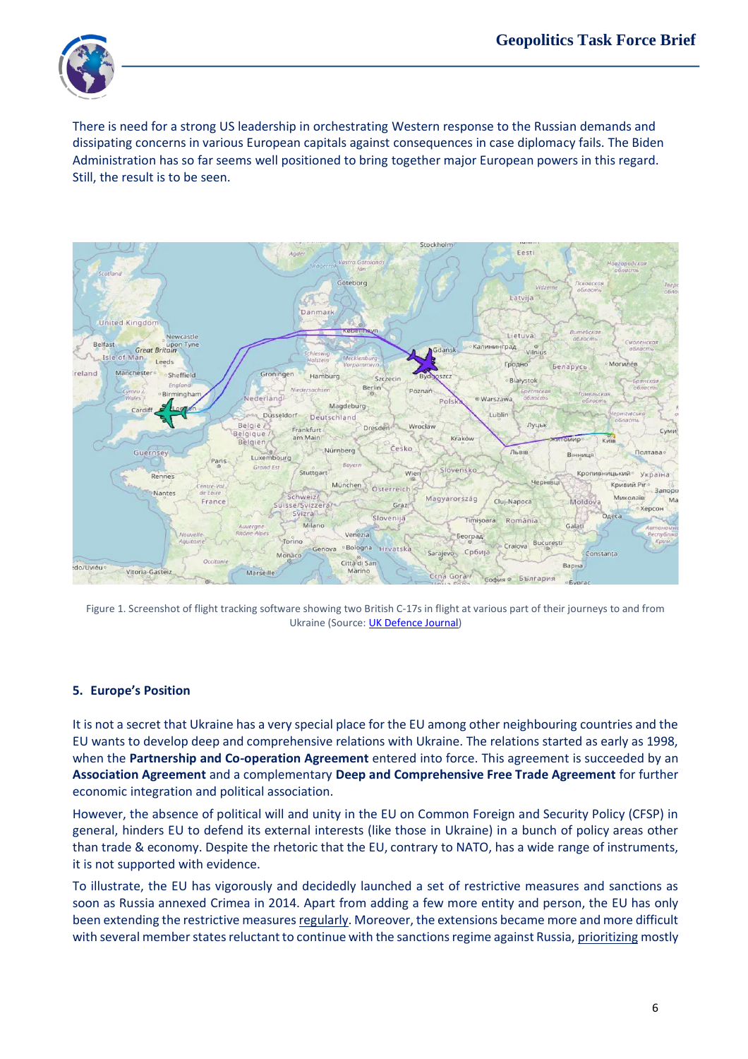There is need for a strong US leadership in orchestrating Western response to the Russian demands and dissipating concerns in various European capitals against consequences in case diplomacy fails. The Biden Administration has so far seems well positioned to bring together major European powers in this regard. Still, the result is to be seen.

Figure 1. Screenshot of flight tracking software showing two British C-17s in flight at various part of their journeys to and from Ukraine (Source: UK Defence Journal)

## 5. Europe's Position

It is not a secret that Ukraine has a very special place for the EU among other neighbouring countries and the EU wants to develop deep and comprehensive relations with Ukraine. The relations started as early as 1998, when the **Partnership and Co-operation Agreement** entered into force. This agreement is succeeded by an **Association Agreement** and a complementary **Deep and Comprehensive Free Trade Agreement** for further economic integration and political association.

However, the absence of political will and unity in the EU on Common Foreign and Security Policy (CFSP) in general, hinders EU to defend its external interests (like those in Ukraine) in a bunch of policy areas other than trade & economy. Despite the rhetoric that the EU, contrary to NATO, has a wide range of instruments, it is not supported with evidence.

To illustrate, the EU has vigorously and decidedly launched a set of restrictive measures and sanctions as soon as Russia annexed Crimea in 2014. Apart from adding a few more entity and person, the EU has only been extending the restrictive measures regularly. Moreover, the extensions became more and more difficult with several member states reluctant to continue with the sanctions regime against Russia, prioritizing mostly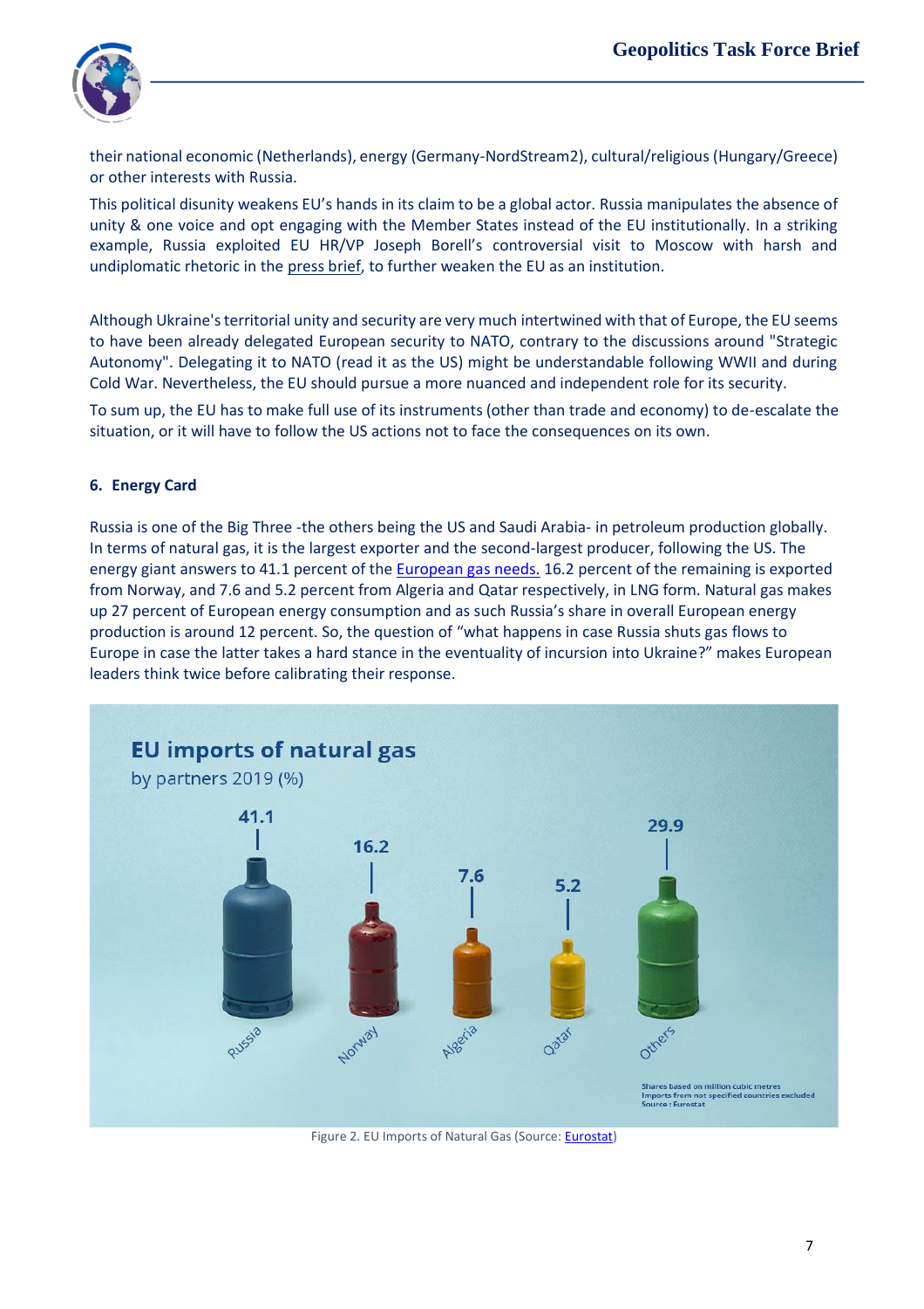their national economic (Netherlands), energy (Germany-NordStream2), cultural/religious (Hungary/Greece) or other interests with Russia.

This political disunity weakens EU's hands in its claim to be a global actor. Russia manipulates the absence of unity & one voice and opt engaging with the Member States instead of the EU institutionally. In a striking example, Russia exploited EU HR/VP Joseph Borell's controversial visit to Moscow with harsh and undiplomatic rhetoric in the press brief, to further weaken the EU as an institution.

Although Ukraine's territorial unity and security are very much intertwined with that of Europe, the EU seems to have been already delegated European security to NATO, contrary to the discussions around "Strategic Autonomy". Delegating it to NATO (read it as the US) might be understandable following WWII and during Cold War. Nevertheless, the EU should pursue a more nuanced and independent role for its security.

To sum up, the EU has to make full use of its instruments (other than trade and economy) to de-escalate the situation, or it will have to follow the US actions not to face the consequences on its own.

## 6. Energy Card

Russia is one of the Big Three -the others being the US and Saudi Arabia- in petroleum production globally. In terms of natural gas, it is the largest exporter and the second-largest producer, following the US. The energy giant answers to 41.1 percent of the European gas needs. 16.2 percent of the remaining is exported from Norway, and 7.6 and 5.2 percent from Algeria and Qatar respectively, in LNG form. Natural gas makes up 27 percent of European energy consumption and as such Russia's share in overall European energy production is around 12 percent. So, the question of "what happens in case Russia shuts gas flows to Europe in case the latter takes a hard stance in the eventuality of incursion into Ukraine?" makes European leaders think twice before calibrating their response.

**EU imports of natural gas**
by partners 2019 (%)

| Russia | Norway | Algeria | Qatar | Others |
|---|---|---|---|---|
| 41.1 | 16.2 | 7.6 | 5.2 | 29.9 |

Shares based on million cubic metres
Imports from not specified countries excluded
Source : Eurostat

Figure 2. EU Imports of Natural Gas (Source: Eurostat)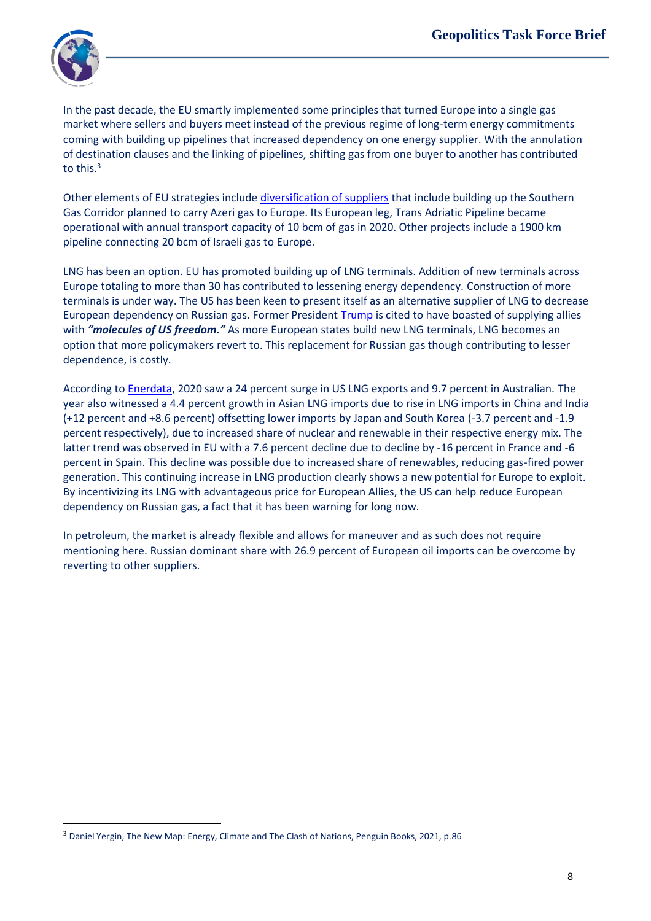In the past decade, the EU smartly implemented some principles that turned Europe into a single gas market where sellers and buyers meet instead of the previous regime of long-term energy commitments coming with building up pipelines that increased dependency on one energy supplier. With the annulation of destination clauses and the linking of pipelines, shifting gas from one buyer to another has contributed to this.[3]

Other elements of EU strategies include diversification of suppliers that include building up the Southern Gas Corridor planned to carry Azeri gas to Europe. Its European leg, Trans Adriatic Pipeline became operational with annual transport capacity of 10 bcm of gas in 2020. Other projects include a 1900 km pipeline connecting 20 bcm of Israeli gas to Europe.

LNG has been an option. EU has promoted building up of LNG terminals. Addition of new terminals across Europe totaling to more than 30 has contributed to lessening energy dependency. Construction of more terminals is under way. The US has been keen to present itself as an alternative supplier of LNG to decrease European dependency on Russian gas. Former President Trump is cited to have boasted of supplying allies with ***"molecules of US freedom."*** As more European states build new LNG terminals, LNG becomes an option that more policymakers revert to. This replacement for Russian gas though contributing to lesser dependence, is costly.

According to Enerdata, 2020 saw a 24 percent surge in US LNG exports and 9.7 percent in Australian. The year also witnessed a 4.4 percent growth in Asian LNG imports due to rise in LNG imports in China and India (+12 percent and +8.6 percent) offsetting lower imports by Japan and South Korea (-3.7 percent and -1.9 percent respectively), due to increased share of nuclear and renewable in their respective energy mix. The latter trend was observed in EU with a 7.6 percent decline due to decline by -16 percent in France and -6 percent in Spain. This decline was possible due to increased share of renewables, reducing gas-fired power generation. This continuing increase in LNG production clearly shows a new potential for Europe to exploit. By incentivizing its LNG with advantageous price for European Allies, the US can help reduce European dependency on Russian gas, a fact that it has been warning for long now.

In petroleum, the market is already flexible and allows for maneuver and as such does not require mentioning here. Russian dominant share with 26.9 percent of European oil imports can be overcome by reverting to other suppliers.

---

[3] Daniel Yergin, The New Map: Energy, Climate and The Clash of Nations, Penguin Books, 2021, p.86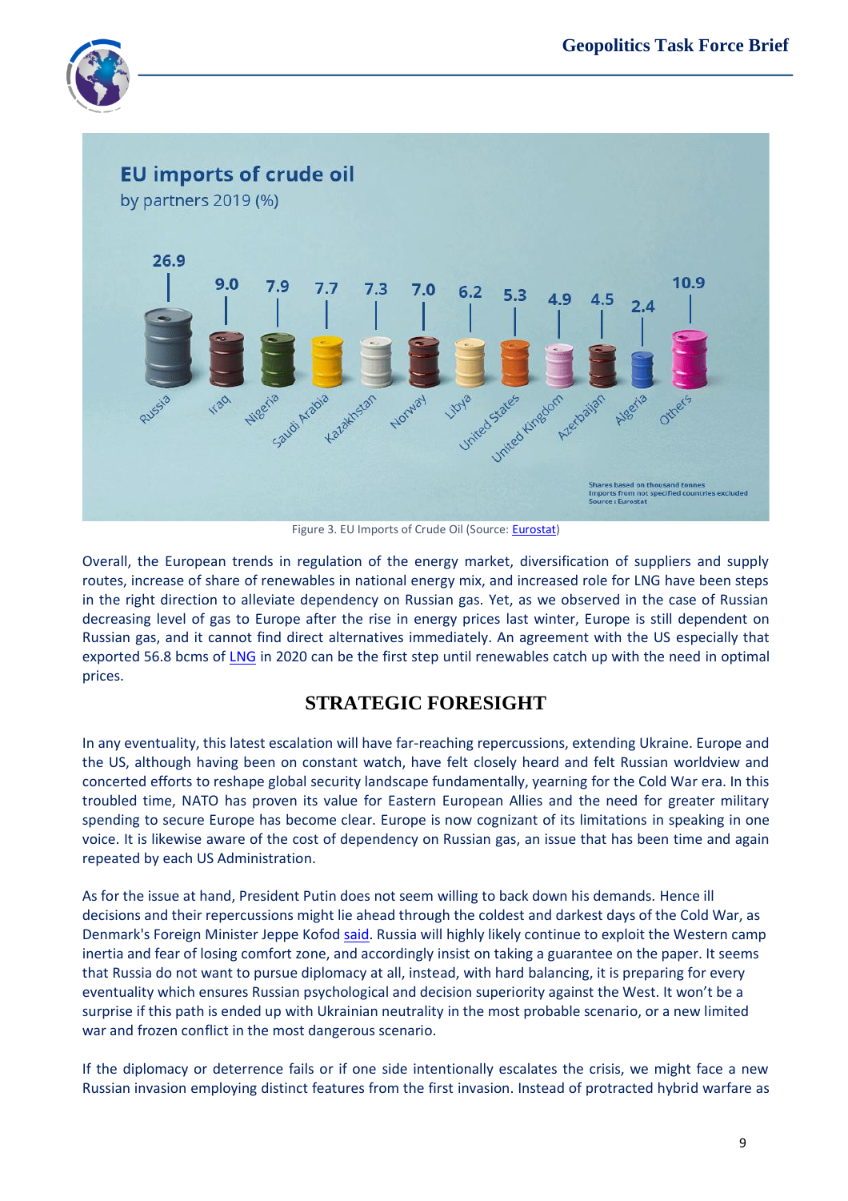**EU imports of crude oil**
by partners 2019 (%)

| Partner | % |
|---|---|
| Russia | 26.9 |
| Iraq | 9.0 |
| Nigeria | 7.9 |
| Saudi Arabia | 7.7 |
| Kazakhstan | 7.3 |
| Norway | 7.0 |
| Libya | 6.2 |
| United States | 5.3 |
| United Kingdom | 4.9 |
| Azerbaijan | 4.5 |
| Algeria | 2.4 |
| Others | 10.9 |

Shares based on thousand tonnes
Imports from not specified countries excluded
Source: Eurostat

Figure 3. EU Imports of Crude Oil (Source: Eurostat)

Overall, the European trends in regulation of the energy market, diversification of suppliers and supply routes, increase of share of renewables in national energy mix, and increased role for LNG have been steps in the right direction to alleviate dependency on Russian gas. Yet, as we observed in the case of Russian decreasing level of gas to Europe after the rise in energy prices last winter, Europe is still dependent on Russian gas, and it cannot find direct alternatives immediately. An agreement with the US especially that exported 56.8 bcms of LNG in 2020 can be the first step until renewables catch up with the need in optimal prices.

## STRATEGIC FORESIGHT

In any eventuality, this latest escalation will have far-reaching repercussions, extending Ukraine. Europe and the US, although having been on constant watch, have felt closely heard and felt Russian worldview and concerted efforts to reshape global security landscape fundamentally, yearning for the Cold War era. In this troubled time, NATO has proven its value for Eastern European Allies and the need for greater military spending to secure Europe has become clear. Europe is now cognizant of its limitations in speaking in one voice. It is likewise aware of the cost of dependency on Russian gas, an issue that has been time and again repeated by each US Administration.

As for the issue at hand, President Putin does not seem willing to back down his demands. Hence ill decisions and their repercussions might lie ahead through the coldest and darkest days of the Cold War, as Denmark's Foreign Minister Jeppe Kofod said. Russia will highly likely continue to exploit the Western camp inertia and fear of losing comfort zone, and accordingly insist on taking a guarantee on the paper. It seems that Russia do not want to pursue diplomacy at all, instead, with hard balancing, it is preparing for every eventuality which ensures Russian psychological and decision superiority against the West. It won't be a surprise if this path is ended up with Ukrainian neutrality in the most probable scenario, or a new limited war and frozen conflict in the most dangerous scenario.

If the diplomacy or deterrence fails or if one side intentionally escalates the crisis, we might face a new Russian invasion employing distinct features from the first invasion. Instead of protracted hybrid warfare as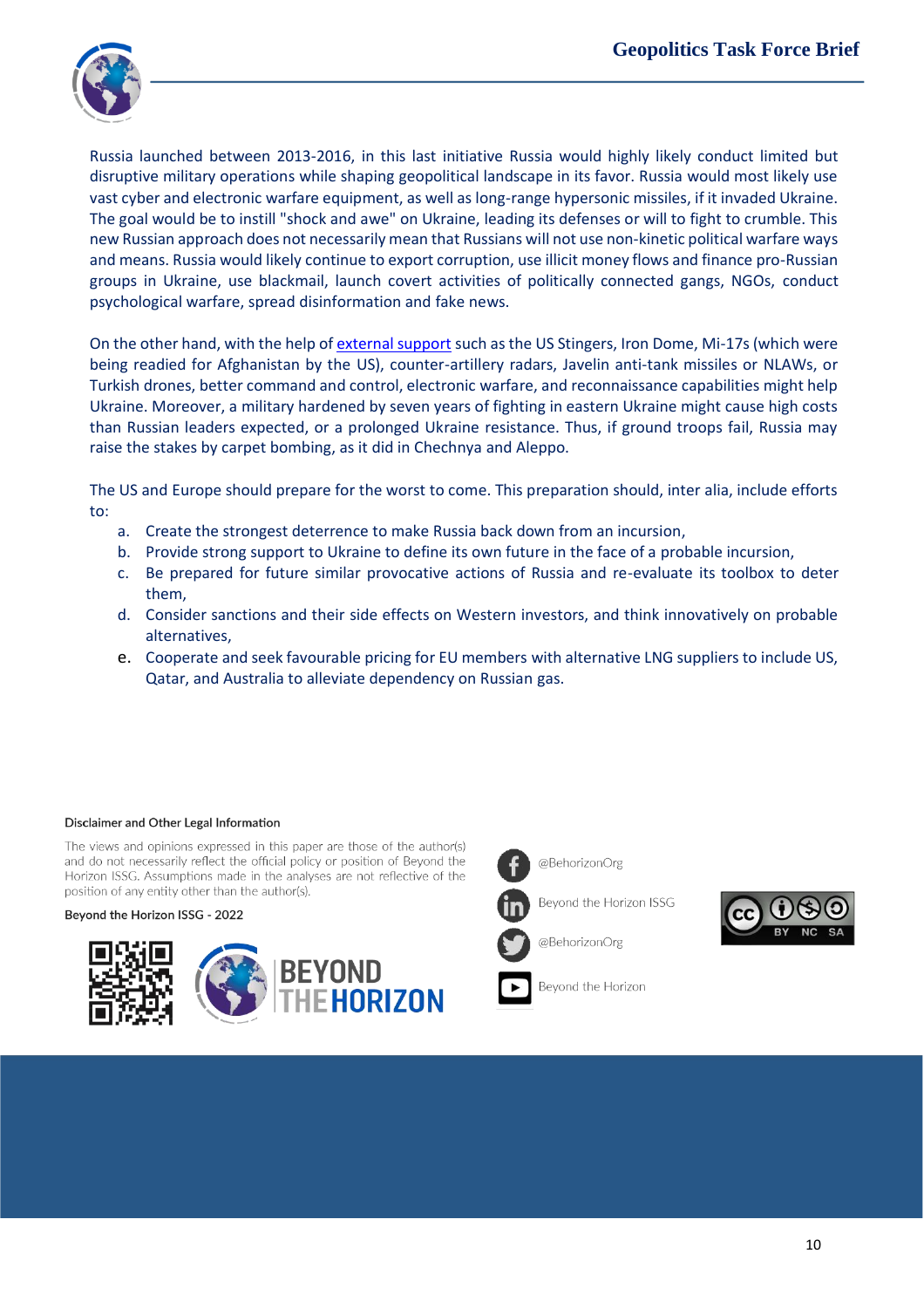Russia launched between 2013-2016, in this last initiative Russia would highly likely conduct limited but disruptive military operations while shaping geopolitical landscape in its favor. Russia would most likely use vast cyber and electronic warfare equipment, as well as long-range hypersonic missiles, if it invaded Ukraine. The goal would be to instill "shock and awe" on Ukraine, leading its defenses or will to fight to crumble. This new Russian approach does not necessarily mean that Russians will not use non-kinetic political warfare ways and means. Russia would likely continue to export corruption, use illicit money flows and finance pro-Russian groups in Ukraine, use blackmail, launch covert activities of politically connected gangs, NGOs, conduct psychological warfare, spread disinformation and fake news.

On the other hand, with the help of external support such as the US Stingers, Iron Dome, Mi-17s (which were being readied for Afghanistan by the US), counter-artillery radars, Javelin anti-tank missiles or NLAWs, or Turkish drones, better command and control, electronic warfare, and reconnaissance capabilities might help Ukraine. Moreover, a military hardened by seven years of fighting in eastern Ukraine might cause high costs than Russian leaders expected, or a prolonged Ukraine resistance. Thus, if ground troops fail, Russia may raise the stakes by carpet bombing, as it did in Chechnya and Aleppo.

The US and Europe should prepare for the worst to come. This preparation should, inter alia, include efforts to:

a. Create the strongest deterrence to make Russia back down from an incursion,
b. Provide strong support to Ukraine to define its own future in the face of a probable incursion,
c. Be prepared for future similar provocative actions of Russia and re-evaluate its toolbox to deter them,
d. Consider sanctions and their side effects on Western investors, and think innovatively on probable alternatives,
e. Cooperate and seek favourable pricing for EU members with alternative LNG suppliers to include US, Qatar, and Australia to alleviate dependency on Russian gas.

**Disclaimer and Other Legal Information**

The views and opinions expressed in this paper are those of the author(s) and do not necessarily reflect the official policy or position of Beyond the Horizon ISSG. Assumptions made in the analyses are not reflective of the position of any entity other than the author(s).

Beyond the Horizon ISSG - 2022

BEYOND THE HORIZON

@BehorizonOrg

Beyond the Horizon ISSG

@BehorizonOrg

Beyond the Horizon

CC BY NC SA